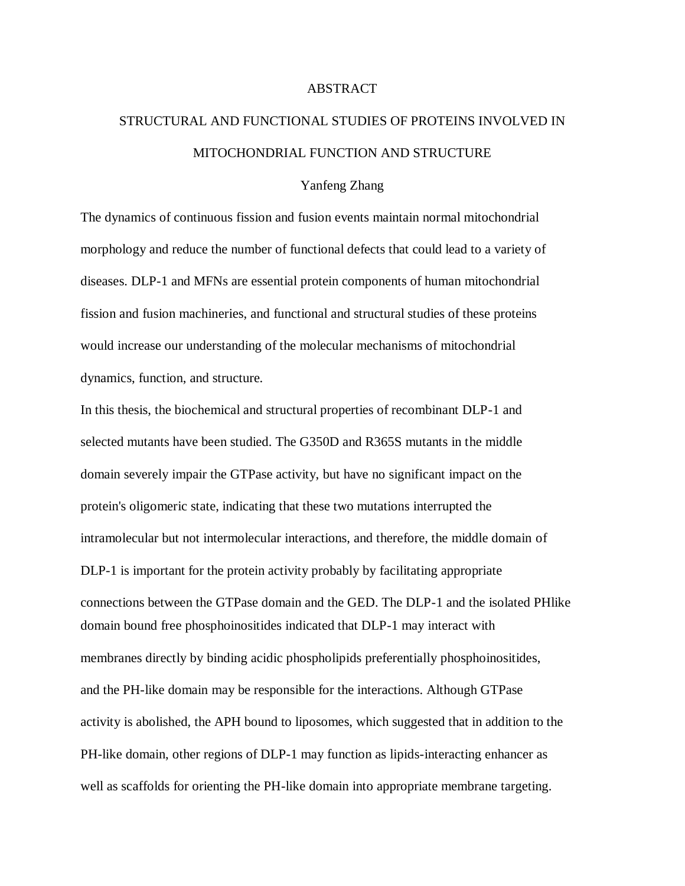# ABSTRACT

## STRUCTURAL AND FUNCTIONAL STUDIES OF PROTEINS INVOLVED IN MITOCHONDRIAL FUNCTION AND STRUCTURE

Yanfeng Zhang

The dynamics of continuous fission and fusion events maintain normal mitochondrial morphology and reduce the number of functional defects that could lead to a variety of diseases. DLP-1 and MFNs are essential protein components of human mitochondrial fission and fusion machineries, and functional and structural studies of these proteins would increase our understanding of the molecular mechanisms of mitochondrial dynamics, function, and structure.

In this thesis, the biochemical and structural properties of recombinant DLP-1 and selected mutants have been studied. The G350D and R365S mutants in the middle domain severely impair the GTPase activity, but have no significant impact on the protein's oligomeric state, indicating that these two mutations interrupted the intramolecular but not intermolecular interactions, and therefore, the middle domain of DLP-1 is important for the protein activity probably by facilitating appropriate connections between the GTPase domain and the GED. The DLP-1 and the isolated PHlike domain bound free phosphoinositides indicated that DLP-1 may interact with membranes directly by binding acidic phospholipids preferentially phosphoinositides, and the PH-like domain may be responsible for the interactions. Although GTPase activity is abolished, the APH bound to liposomes, which suggested that in addition to the PH-like domain, other regions of DLP-1 may function as lipids-interacting enhancer as well as scaffolds for orienting the PH-like domain into appropriate membrane targeting.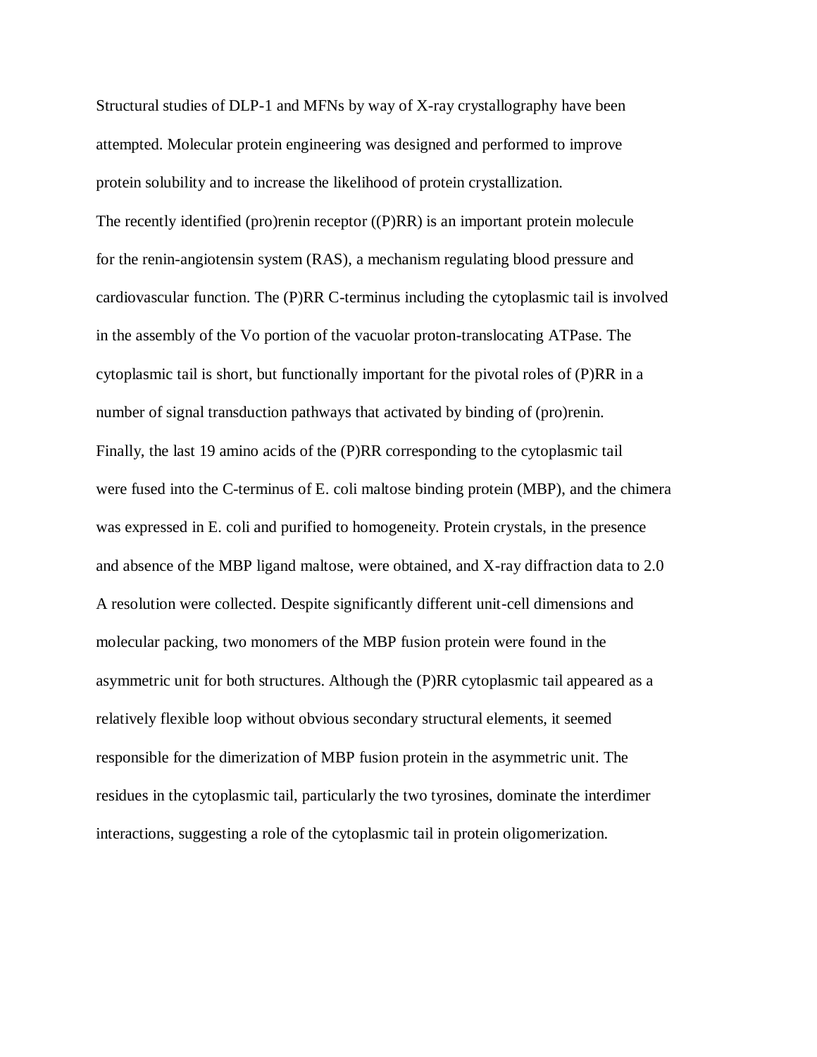Structural studies of DLP-1 and MFNs by way of X-ray crystallography have been attempted. Molecular protein engineering was designed and performed to improve protein solubility and to increase the likelihood of protein crystallization.

The recently identified (pro)renin receptor ((P)RR) is an important protein molecule for the renin-angiotensin system (RAS), a mechanism regulating blood pressure and cardiovascular function. The (P)RR C-terminus including the cytoplasmic tail is involved in the assembly of the Vo portion of the vacuolar proton-translocating ATPase. The cytoplasmic tail is short, but functionally important for the pivotal roles of (P)RR in a number of signal transduction pathways that activated by binding of (pro)renin.

Finally, the last 19 amino acids of the (P)RR corresponding to the cytoplasmic tail were fused into the C-terminus of E. coli maltose binding protein (MBP), and the chimera was expressed in E. coli and purified to homogeneity. Protein crystals, in the presence and absence of the MBP ligand maltose, were obtained, and X-ray diffraction data to 2.0 A resolution were collected. Despite significantly different unit-cell dimensions and molecular packing, two monomers of the MBP fusion protein were found in the asymmetric unit for both structures. Although the (P)RR cytoplasmic tail appeared as a relatively flexible loop without obvious secondary structural elements, it seemed responsible for the dimerization of MBP fusion protein in the asymmetric unit. The residues in the cytoplasmic tail, particularly the two tyrosines, dominate the interdimer interactions, suggesting a role of the cytoplasmic tail in protein oligomerization.